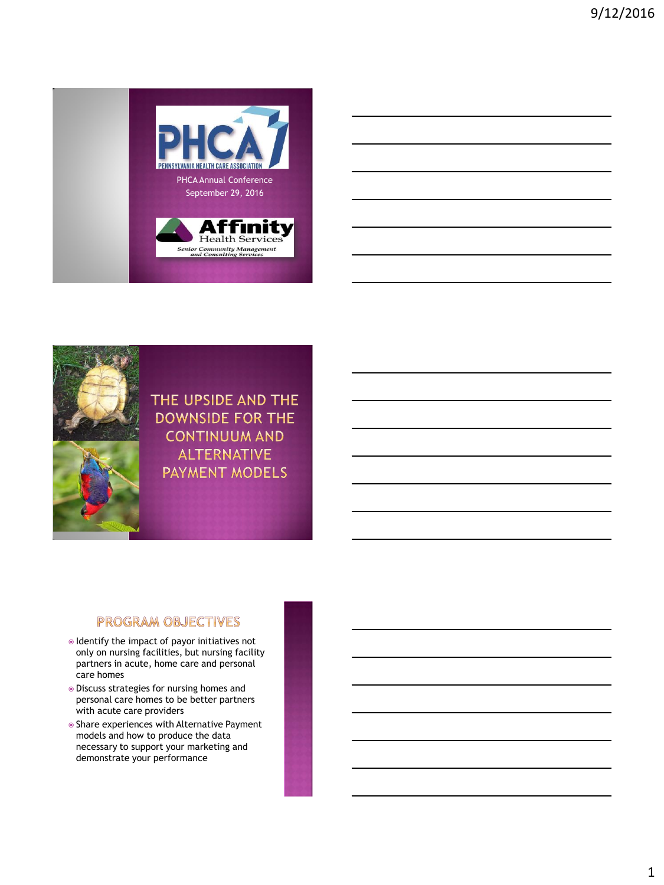PHCA

PENNSYLVANIA HEALTH CARE ASSOCIATION

PHCA Annual Conference

September 29, 2016

Affinity Health Services

Senior Community Management and Consulting Services

# THE UPSIDE AND THE DOWNSIDE FOR THE CONTINUUM AND ALTERNATIVE PAYMENT MODELS

## PROGRAM OBJECTIVES

- Identify the impact of payor initiatives not only on nursing facilities, but nursing facility partners in acute, home care and personal care homes
- Discuss strategies for nursing homes and personal care homes to be better partners with acute care providers
- Share experiences with Alternative Payment models and how to produce the data necessary to support your marketing and demonstrate your performance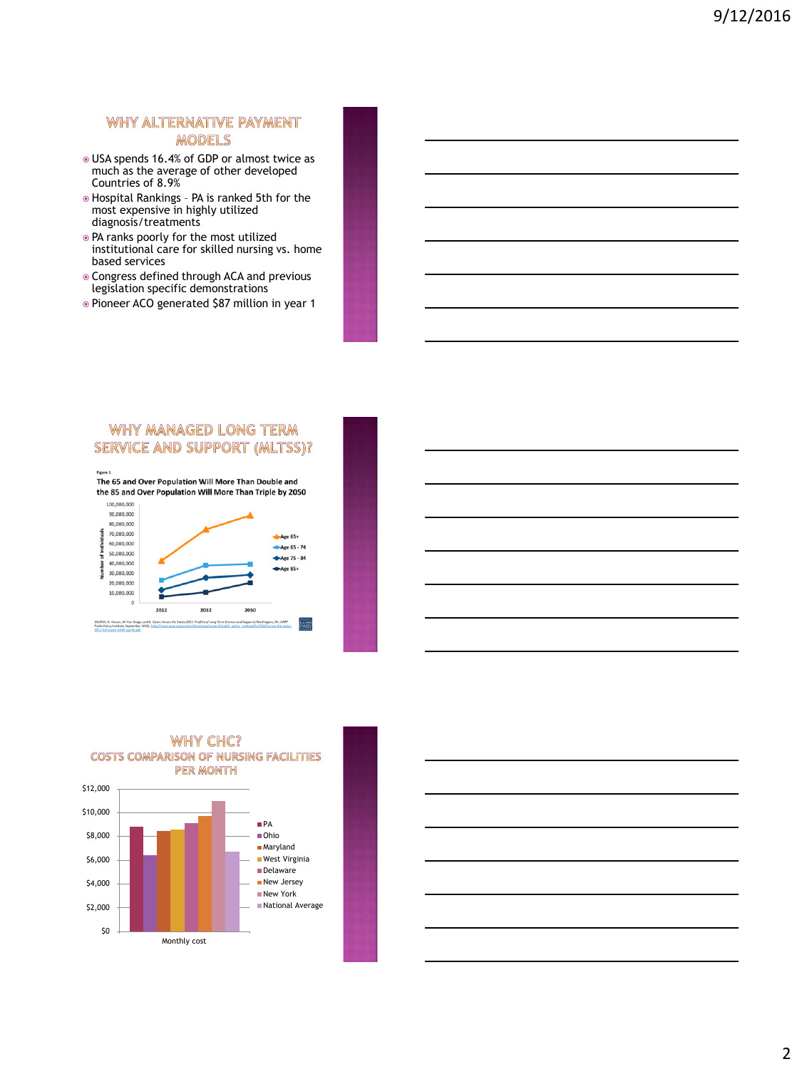## WHY ALTERNATIVE PAYMENT MODELS

- USA spends 16.4% of GDP or almost twice as much as the average of other developed Countries of 8.9%
- Hospital Rankings – PA is ranked 5th for the most expensive in highly utilized diagnosis/treatments
- PA ranks poorly for the most utilized institutional care for skilled nursing vs. home based services
- Congress defined through ACA and previous legislation specific demonstrations
- Pioneer ACO generated $87 million in year 1

## WHY MANAGED LONG TERM SERVICE AND SUPPORT (MLTSS)?

Figure 1

**The 65 and Over Population Will More Than Double and the 85 and Over Population Will More Than Triple by 2050**

| Series | 2012 | 2032 | 2050 |
| --- | --- | --- | --- |
| Age 65+ | | | |
| Age 65 - 74 | | | |
| Age 75 - 84 | | | |
| Age 85+ | | | |

SOURCE: A. Houser, W. Fox-Grage, and K. Ujvari. Across the States 2012: Profiles of Long-Term Services and Supports (Washington, DC: AARP Public Policy Institute, September 2012)

## WHY CHC?
### COSTS COMPARISON OF NURSING FACILITIES PER MONTH

| Monthly cost | Approx. value |
| --- | --- |
| PA | ~$8,800 |
| Ohio | ~$6,400 |
| Maryland | ~$8,400 |
| West Virginia | ~$8,600 |
| Delaware | ~$9,100 |
| New Jersey | ~$9,700 |
| New York | ~$11,000 |
| National Average | ~$6,700 |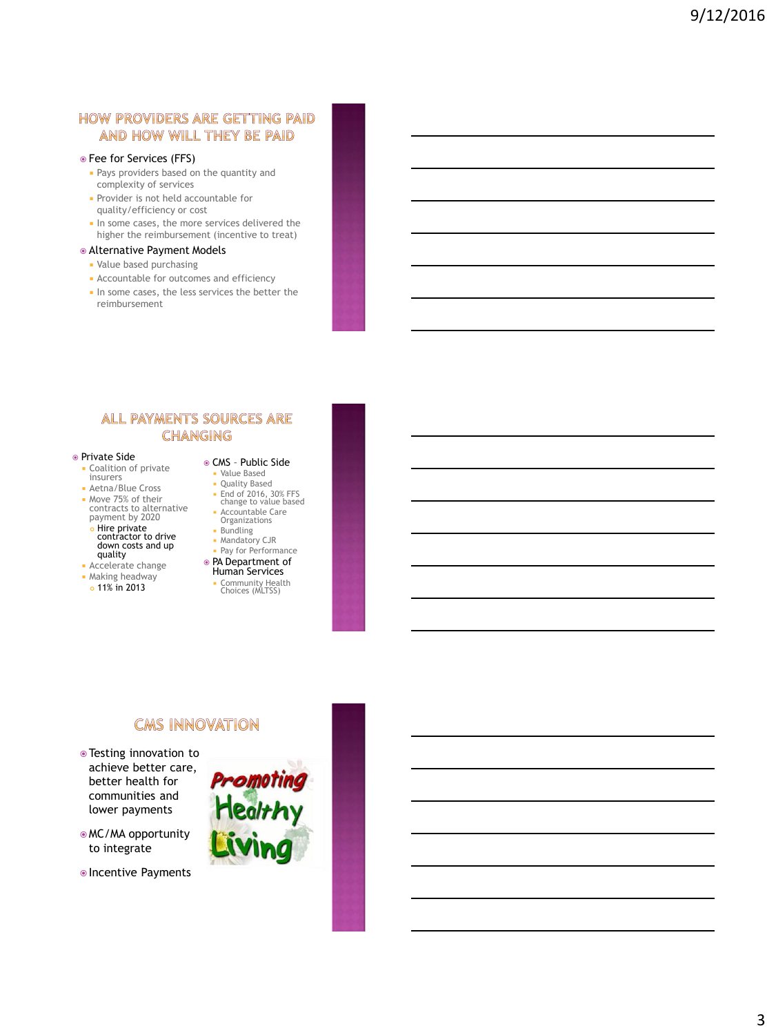## HOW PROVIDERS ARE GETTING PAID AND HOW WILL THEY BE PAID

- Fee for Services (FFS)
  - Pays providers based on the quantity and complexity of services
  - Provider is not held accountable for quality/efficiency or cost
  - In some cases, the more services delivered the higher the reimbursement (incentive to treat)
- Alternative Payment Models
  - Value based purchasing
  - Accountable for outcomes and efficiency
  - In some cases, the less services the better the reimbursement

## ALL PAYMENTS SOURCES ARE CHANGING

- Private Side
  - Coalition of private insurers
  - Aetna/Blue Cross
  - Move 75% of their contracts to alternative payment by 2020
    - Hire private contractor to drive down costs and up quality
  - Accelerate change
  - Making headway
    - 11% in 2013
- CMS – Public Side
  - Value Based
  - Quality Based
  - End of 2016, 30% FFS change to value based
  - Accountable Care Organizations
  - Bundling
  - Mandatory CJR
  - Pay for Performance
- PA Department of Human Services
  - Community Health Choices (MLTSS)

## CMS INNOVATION

- Testing innovation to achieve better care, better health for communities and lower payments
- MC/MA opportunity to integrate
- Incentive Payments

Promoting Healthy Living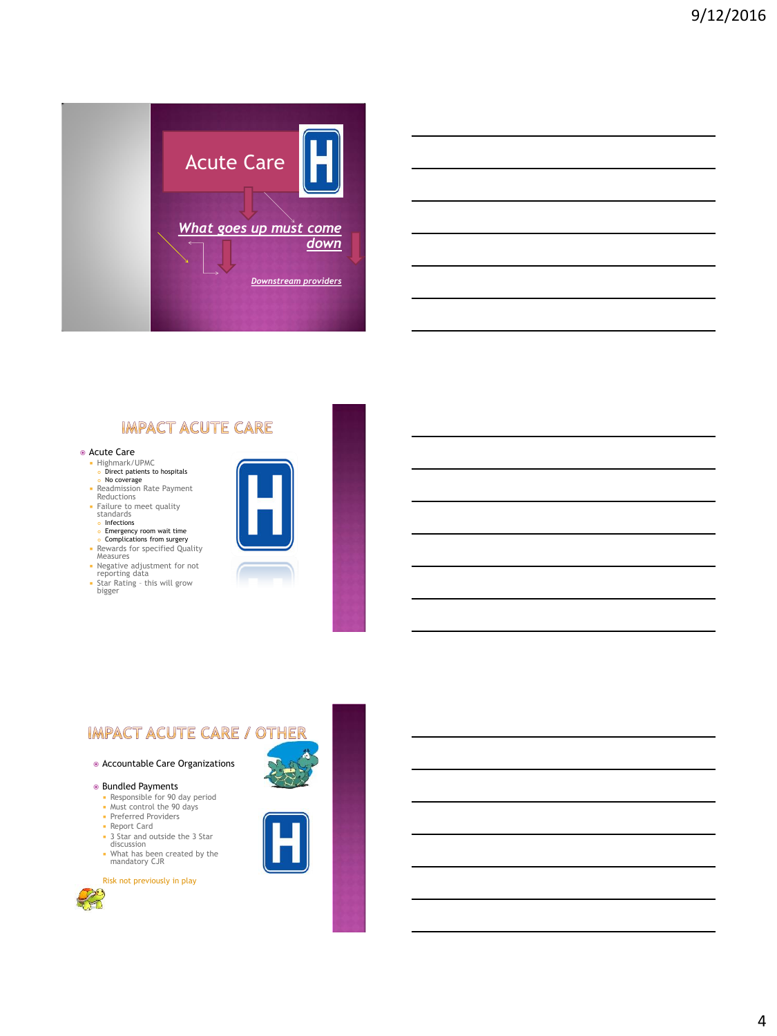## Acute Care

*What goes up must come down*

*Downstream providers*

## IMPACT ACUTE CARE

- Acute Care
  - Highmark/UPMC
    - Direct patients to hospitals
    - No coverage
  - Readmission Rate Payment Reductions
  - Failure to meet quality standards
    - Infections
    - Emergency room wait time
    - Complications from surgery
  - Rewards for specified Quality Measures
  - Negative adjustment for not reporting data
  - Star Rating – this will grow bigger

## IMPACT ACUTE CARE / OTHER

- Accountable Care Organizations
- Bundled Payments
  - Responsible for 90 day period
  - Must control the 90 days
  - Preferred Providers
  - Report Card
  - 3 Star and outside the 3 Star discussion
  - What has been created by the mandatory CJR

Risk not previously in play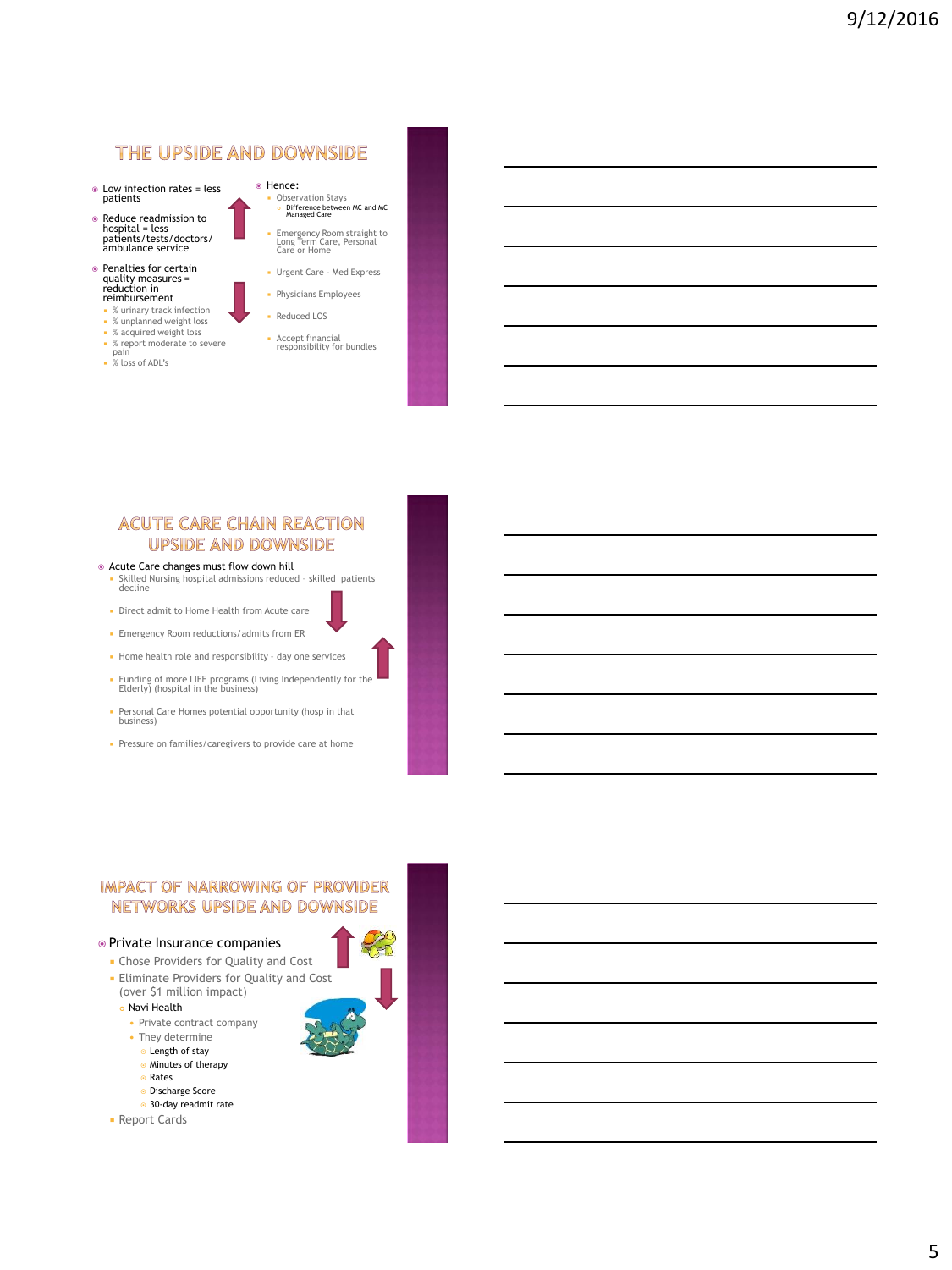## THE UPSIDE AND DOWNSIDE

- Low infection rates = less patients
- Reduce readmission to hospital = less patients/tests/doctors/ambulance service
- Penalties for certain quality measures = reduction in reimbursement
  - % urinary track infection
  - % unplanned weight loss
  - % acquired weight loss
  - % report moderate to severe pain
  - % loss of ADL's

- Hence:
  - Observation Stays
    - Difference between MC and MC Managed Care
  - Emergency Room straight to Long Term Care, Personal Care or Home
  - Urgent Care – Med Express
  - Physicians Employees
  - Reduced LOS
  - Accept financial responsibility for bundles

## ACUTE CARE CHAIN REACTION UPSIDE AND DOWNSIDE

- Acute Care changes must flow down hill
  - Skilled Nursing hospital admissions reduced – skilled patients decline
  - Direct admit to Home Health from Acute care
  - Emergency Room reductions/admits from ER
  - Home health role and responsibility – day one services
  - Funding of more LIFE programs (Living Independently for the Elderly) (hospital in the business)
  - Personal Care Homes potential opportunity (hosp in that business)
  - Pressure on families/caregivers to provide care at home

## IMPACT OF NARROWING OF PROVIDER NETWORKS UPSIDE AND DOWNSIDE

- Private Insurance companies
  - Chose Providers for Quality and Cost
  - Eliminate Providers for Quality and Cost (over $1 million impact)
    - Navi Health
      - Private contract company
      - They determine
        - Length of stay
        - Minutes of therapy
        - Rates
        - Discharge Score
        - 30-day readmit rate
  - Report Cards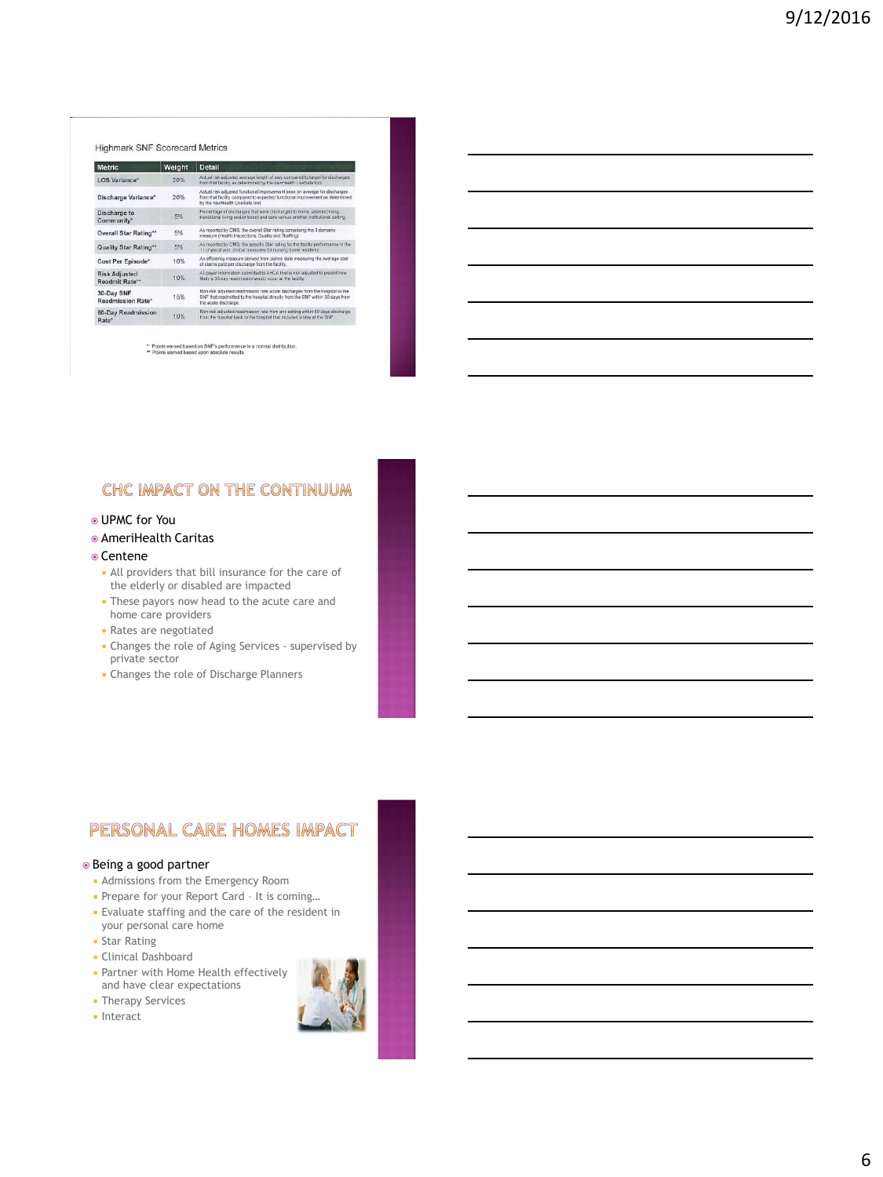### Highmark SNF Scorecard Metrics

| Metric | Weight | Detail |
| --- | --- | --- |
| LOS Variance* | 20% | Actual risk adjusted average length of stay compared to target for discharges from that facility as determined by the naviHealth LiveSafe tool. |
| Discharge Variance* | 20% | Actual risk adjusted functional improvement seen on average for discharges from that facility compared to expected functional improvement as determined by the naviHealth LiveSafe tool. |
| Discharge to Community* | 5% | Percentage of discharges that were discharged to home, assisted living, transitional living and/or board and care versus another institutional setting. |
| Overall Star Rating** | 5% | As reported by CMS, the overall Star rating comprising the 3 domains measure (Health Inspections, Quality and Staffing). |
| Quality Star Rating** | 5% | As reported by CMS, the specific Star rating for the facility performance in the 11 physical and clinical measures for nursing home residents. |
| Cost Per Episode* | 10% | An efficiency measure derived from claims data measuring the average cost of claims paid per discharge from the facility. |
| Risk Adjusted Readmit Rate** | 10% | All payer information submitted to AHCA that is risk adjusted to predict how likely a 30-day readmission would occur at the facility. |
| 30-Day SNF Readmission Rate* | 15% | Non-risk adjusted readmission rate acute discharges from the hospital to the SNF that readmitted to the hospital directly from the SNF within 30 days from the acute discharge. |
| 60-Day Readmission Rate* | 10% | Non-risk adjusted readmission rate from any setting within 60 days discharge from the hospital back to the hospital that included a stay at the SNF. |

\* Points earned based on SNF's performance in a normal distribution.
\*\* Points earned based upon absolute results.

## CHC IMPACT ON THE CONTINUUM

- UPMC for You
- AmeriHealth Caritas
- Centene
  - All providers that bill insurance for the care of the elderly or disabled are impacted
  - These payors now head to the acute care and home care providers
  - Rates are negotiated
  - Changes the role of Aging Services - supervised by private sector
  - Changes the role of Discharge Planners

## PERSONAL CARE HOMES IMPACT

- Being a good partner
  - Admissions from the Emergency Room
  - Prepare for your Report Card – It is coming…
  - Evaluate staffing and the care of the resident in your personal care home
  - Star Rating
  - Clinical Dashboard
  - Partner with Home Health effectively and have clear expectations
  - Therapy Services
  - Interact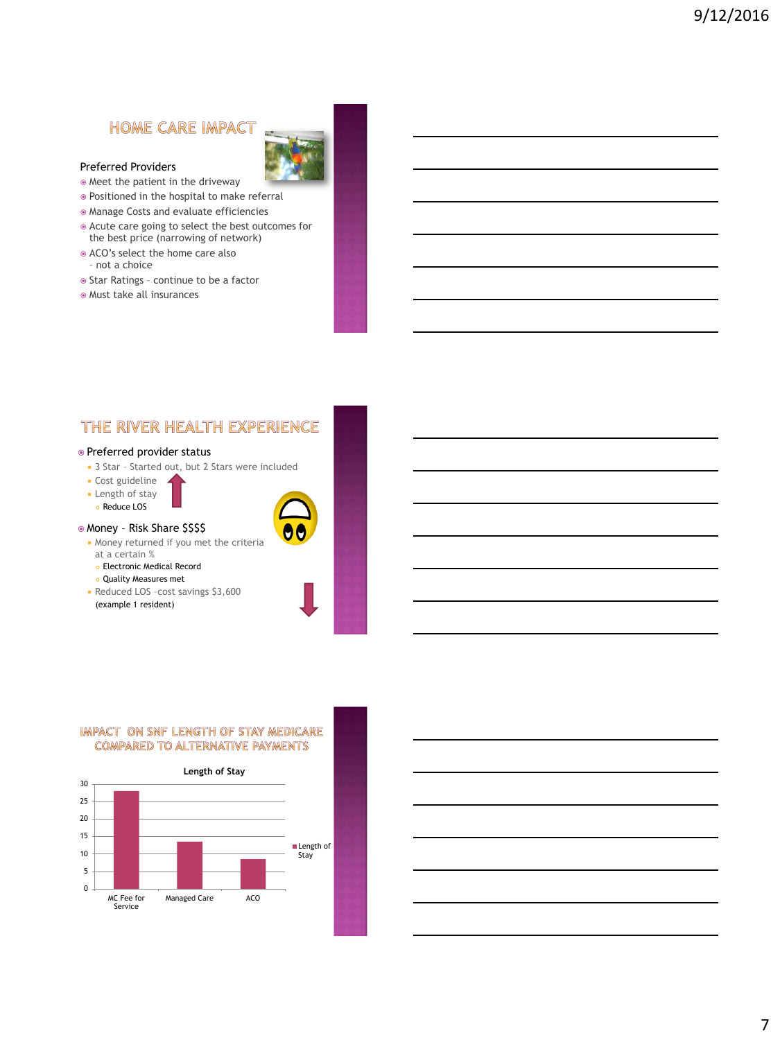## HOME CARE IMPACT

Preferred Providers

- Meet the patient in the driveway
- Positioned in the hospital to make referral
- Manage Costs and evaluate efficiencies
- Acute care going to select the best outcomes for the best price (narrowing of network)
- ACO's select the home care also
  - not a choice
- Star Ratings – continue to be a factor
- Must take all insurances

## THE RIVER HEALTH EXPERIENCE

- Preferred provider status
  - 3 Star – Started out, but 2 Stars were included
  - Cost guideline
  - Length of stay
    - Reduce LOS
- Money – Risk Share $$$$
  - Money returned if you met the criteria at a certain %
    - Electronic Medical Record
    - Quality Measures met
  - Reduced LOS –cost savings $3,600 (example 1 resident)

## IMPACT ON SNF LENGTH OF STAY MEDICARE COMPARED TO ALTERNATIVE PAYMENTS

Length of Stay

| | Length of Stay |
|---|---|
| MC Fee for Service | ~28 |
| Managed Care | ~13.5 |
| ACO | ~8.5 |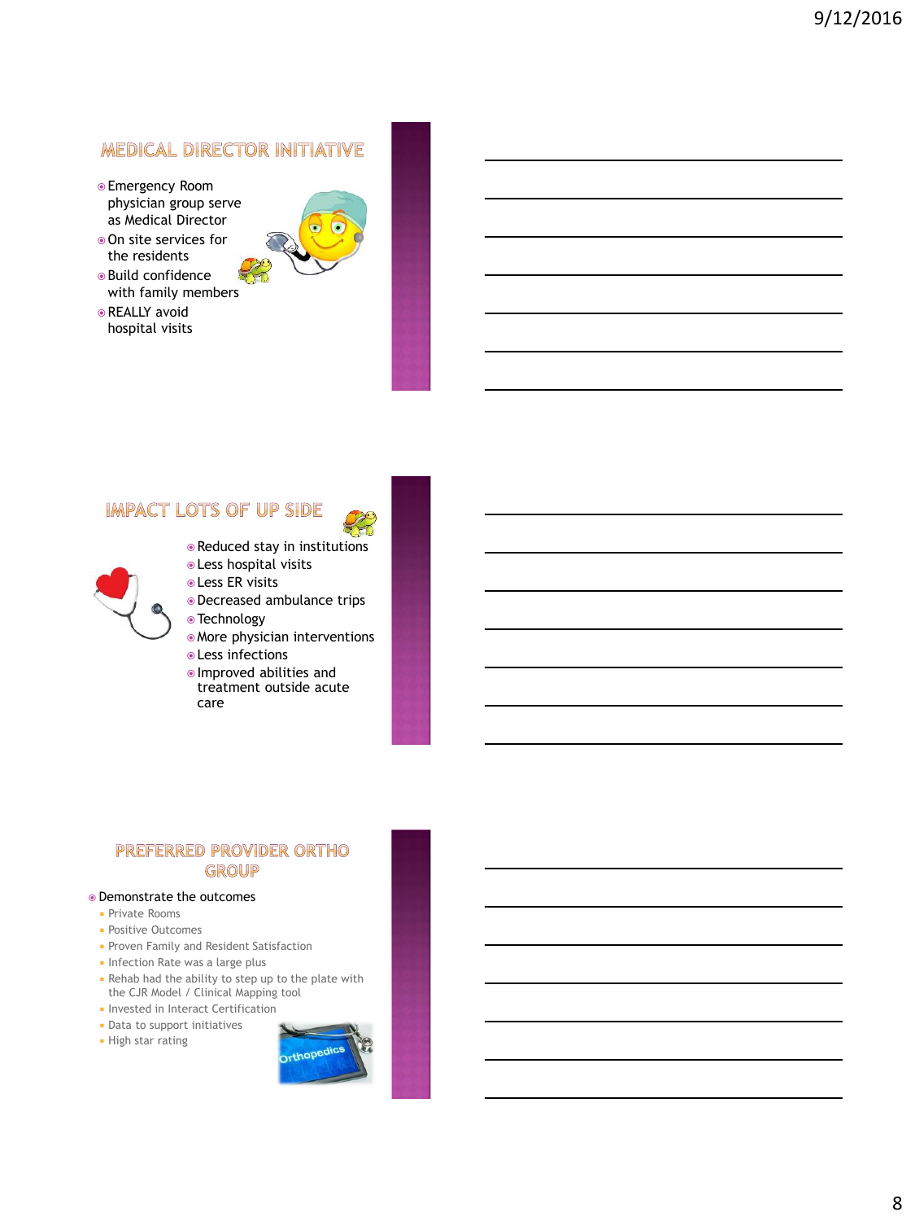## MEDICAL DIRECTOR INITIATIVE

- Emergency Room physician group serve as Medical Director
- On site services for the residents
- Build confidence with family members
- REALLY avoid hospital visits

## IMPACT LOTS OF UP SIDE

- Reduced stay in institutions
- Less hospital visits
- Less ER visits
- Decreased ambulance trips
- Technology
- More physician interventions
- Less infections
- Improved abilities and treatment outside acute care

## PREFERRED PROVIDER ORTHO GROUP

- Demonstrate the outcomes
  - Private Rooms
  - Positive Outcomes
  - Proven Family and Resident Satisfaction
  - Infection Rate was a large plus
  - Rehab had the ability to step up to the plate with the CJR Model / Clinical Mapping tool
  - Invested in Interact Certification
  - Data to support initiatives
  - High star rating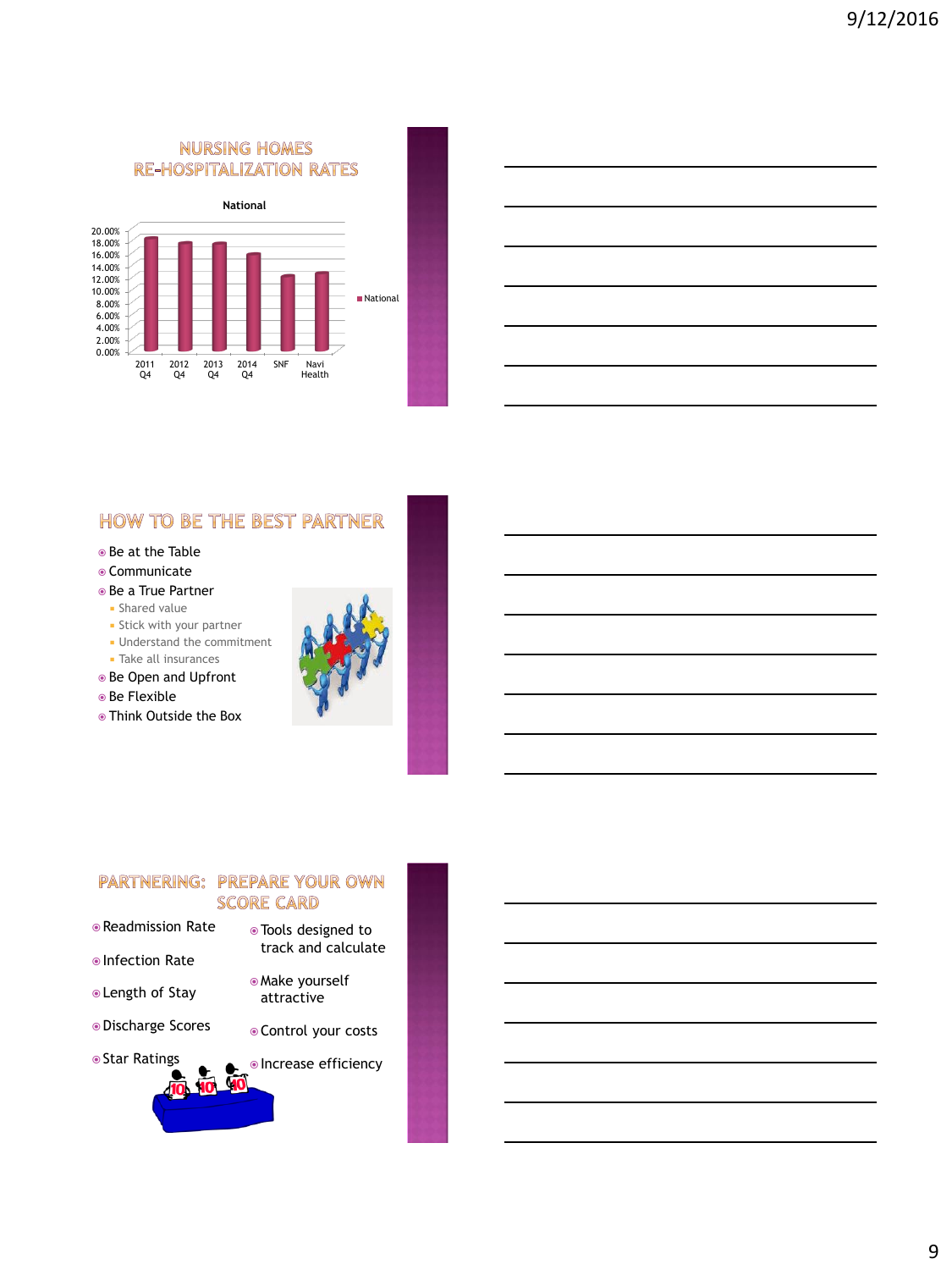## NURSING HOMES RE-HOSPITALIZATION RATES

National

| | National |
|---|---|
| 2011 Q4 | |
| 2012 Q4 | |
| 2013 Q4 | |
| 2014 Q4 | |
| SNF | |
| Navi Health | |

## HOW TO BE THE BEST PARTNER

- Be at the Table
- Communicate
- Be a True Partner
  - Shared value
  - Stick with your partner
  - Understand the commitment
  - Take all insurances
- Be Open and Upfront
- Be Flexible
- Think Outside the Box

## PARTNERING: PREPARE YOUR OWN SCORE CARD

- Readmission Rate
- Infection Rate
- Length of Stay
- Discharge Scores
- Star Ratings

- Tools designed to track and calculate
- Make yourself attractive
- Control your costs
- Increase efficiency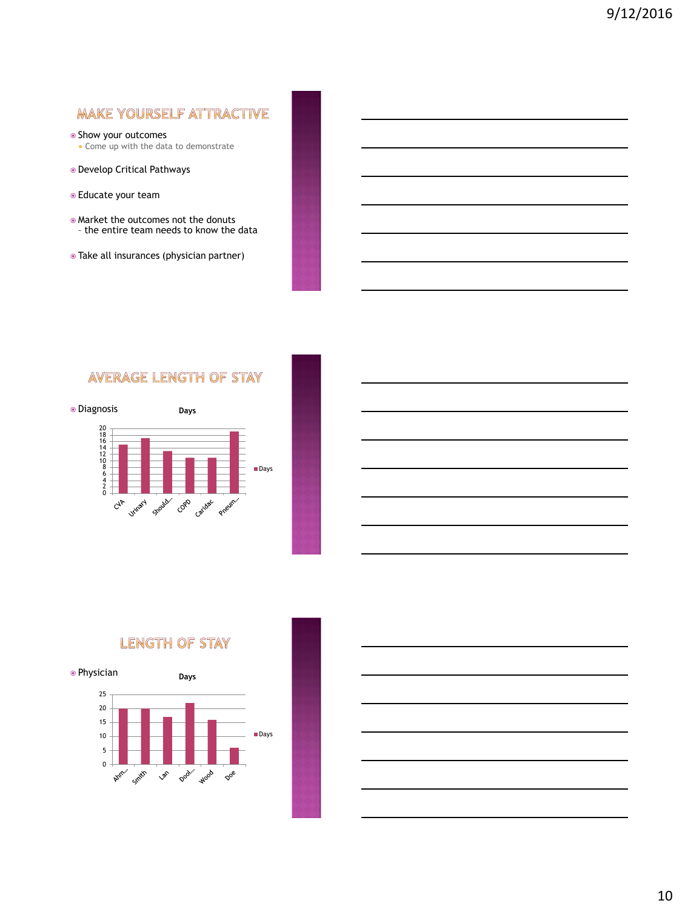## MAKE YOURSELF ATTRACTIVE

- Show your outcomes
  - Come up with the data to demonstrate
- Develop Critical Pathways
- Educate your team
- Market the outcomes not the donuts
  – the entire team needs to know the data
- Take all insurances (physician partner)

## AVERAGE LENGTH OF STAY

- Diagnosis

**Days**

| Diagnosis | Days |
|---|---|
| CVA | 15 |
| Urinary | 17 |
| Should... | 13 |
| COPD | 11 |
| Caridac | 11 |
| Pneum... | 19 |

## LENGTH OF STAY

- Physician

**Days**

| Physician | Days |
|---|---|
| Ahm... | 20 |
| Smith | 20 |
| Lan | 17 |
| Dool... | 22 |
| Wood | 16 |
| Doe | 6 |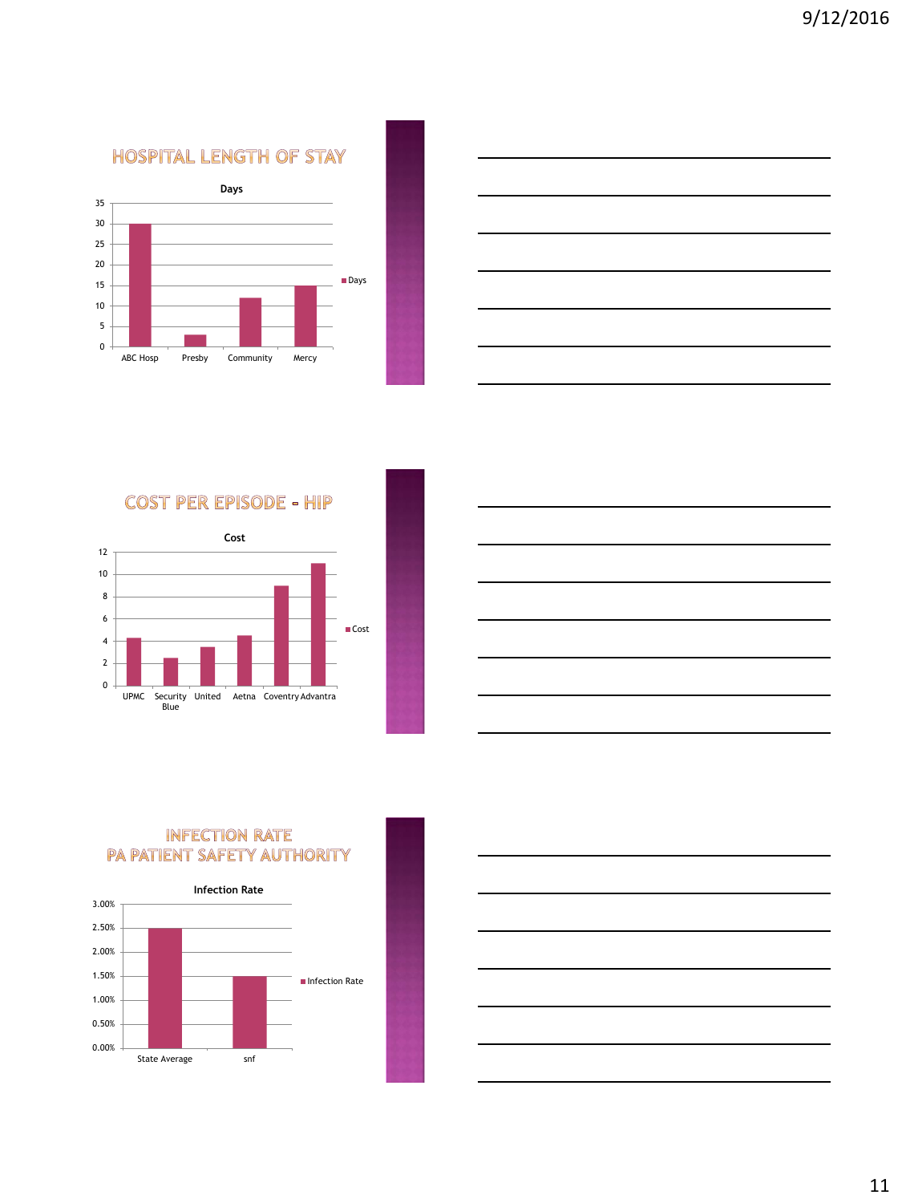## HOSPITAL LENGTH OF STAY

**Days**

| | Days |
|---|---|
| ABC Hosp | 30 |
| Presby | 3 |
| Community | 12 |
| Mercy | 15 |

## COST PER EPISODE - HIP

**Cost**

| | Cost |
|---|---|
| UPMC | 4.3 |
| Security Blue | 2.5 |
| United | 3.5 |
| Aetna | 4.5 |
| Coventry | 9 |
| Advantra | 11 |

## INFECTION RATE
## PA PATIENT SAFETY AUTHORITY

**Infection Rate**

| | Infection Rate |
|---|---|
| State Average | 2.50% |
| snf | 1.50% |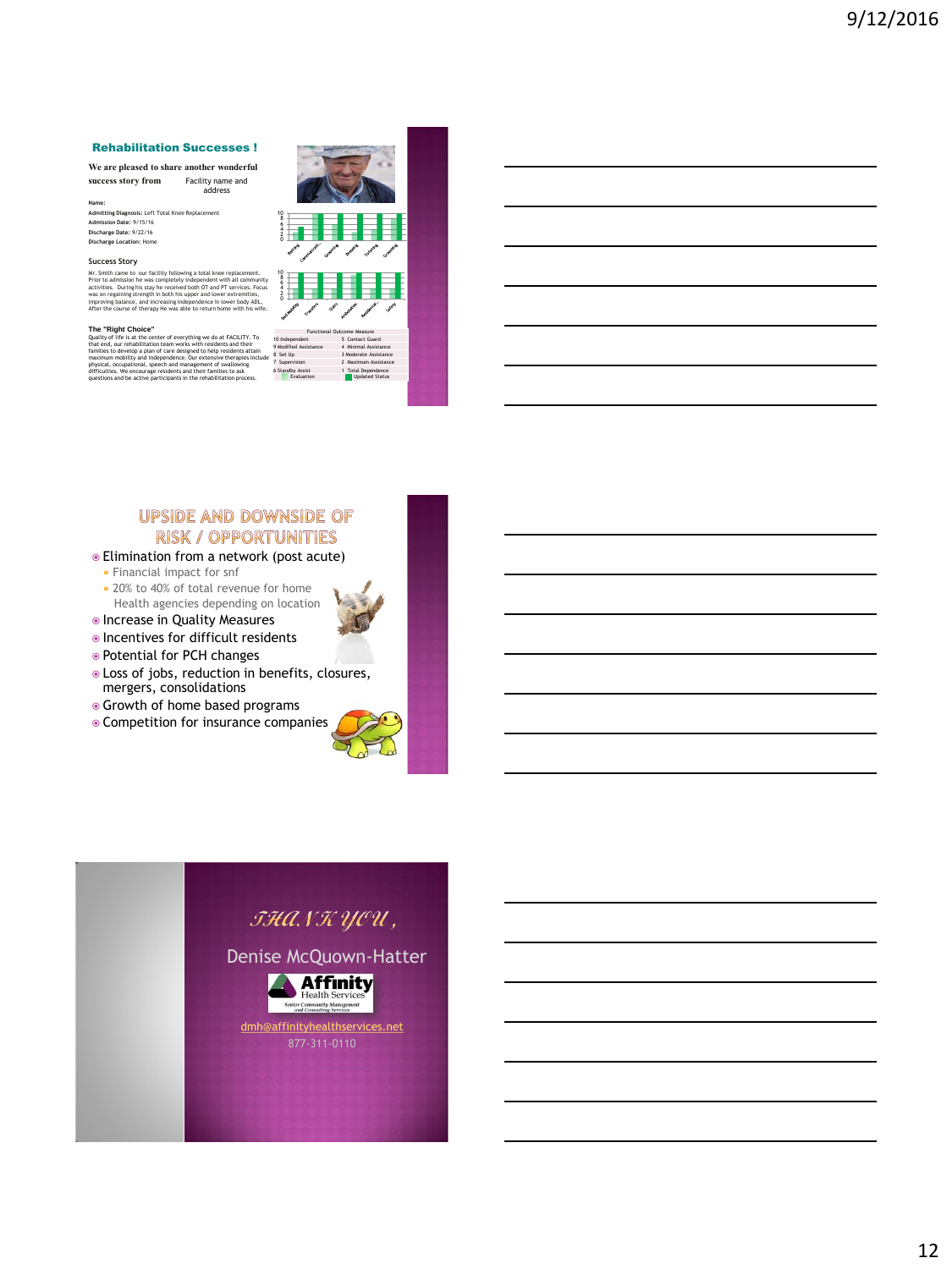## Rehabilitation Successes !

We are pleased to share another wonderful success story from Facility name and address

**Name:**
**Admitting Diagnosis:** Left Total Knee Replacement
**Admission Date:** 9/15/16
**Discharge Date:** 9/22/16
**Discharge Location:** Home

### Success Story

Mr. Smith came to our facility following a total knee replacement. Prior to admission he was completely independent with all community activities. During his stay he received both OT and PT services. Focus was on regaining strength in both his upper and lower extremities, improving balance, and increasing independence in lower body ADL. After the course of therapy He was able to return home with his wife.

### The "Right Choice"

Quality of life is at the center of everything we do at FACILITY. To that end, our rehabilitation team works with residents and their families to develop a plan of care designed to help residents attain maximum mobility and independence. Our extensive therapies include physical, occupational, speech and management of swallowing difficulties. We encourage residents and their families to ask questions and be active participants in the rehabilitation process.

10 8 6 4 2 0
Bathing Communicati.. Grooming Dressing Toileting Grooming

10 8 6 4 2 0
Bed Mobility Transfers Stairs Ambulation Wheelchair... Safety

| Functional Outcome Measure | |
|---|---|
| 10 Independent | 5 Contact Guard |
| 9 Modified Assistance | 4 Minimal Assistance |
| 8 Set Up | 3 Moderate Assistance |
| 7 Supervision | 2 Maximum Assistance |
| 6 Standby Assist | 1 Total Dependence |
| Evaluation | Updated Status |

## UPSIDE AND DOWNSIDE OF RISK / OPPORTUNITIES

- Elimination from a network (post acute)
  - Financial impact for snf
  - 20% to 40% of total revenue for home Health agencies depending on location
- Increase in Quality Measures
- Incentives for difficult residents
- Potential for PCH changes
- Loss of jobs, reduction in benefits, closures, mergers, consolidations
- Growth of home based programs
- Competition for insurance companies

## THANK YOU,

Denise McQuown-Hatter

Affinity Health Services
Senior Community Management and Consulting Services

dmh@affinityhealthservices.net
877-311-0110